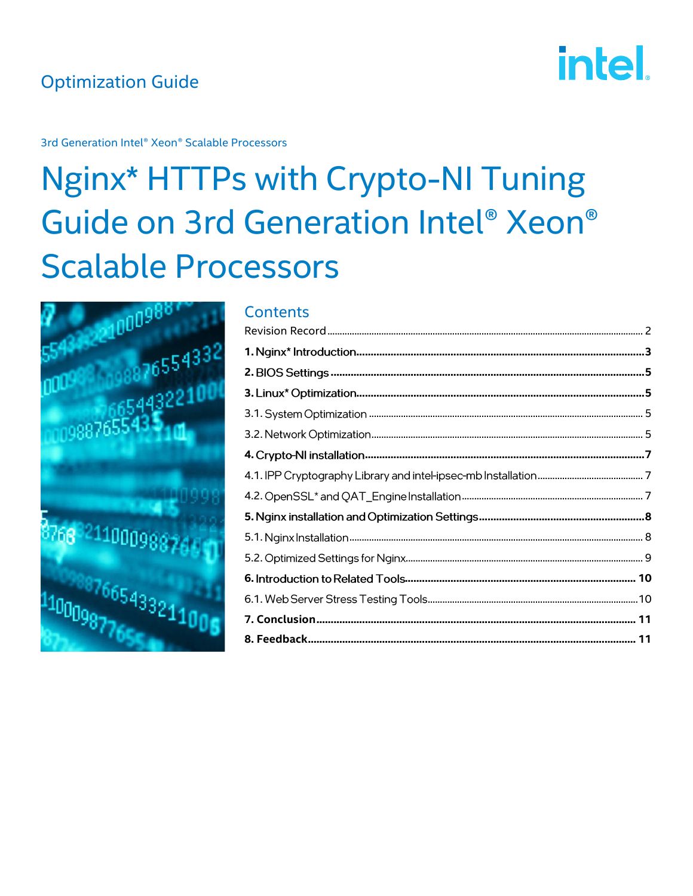Optimization Guide

intel

3rd Generation Intel® Xeon® Scalable Processors

# Nginx* HTTPs with Crypto-NI Tuning Guide on 3rd Generation Intel® Xeon® Scalable Processors

## Contents

Revision Record ........................................................................ 2

**1. Nginx* Introduction** ........................................................................ **3**

**2. BIOS Settings** ........................................................................ **5**

**3. Linux* Optimization** ........................................................................ **5**

3.1. System Optimization ........................................................................ 5

3.2. Network Optimization ........................................................................ 5

**4. Crypto-NI installation** ........................................................................ **7**

4.1. IPP Cryptography Library and intel-ipsec-mb Installation ........................................................................ 7

4.2. OpenSSL* and QAT_Engine Installation ........................................................................ 7

**5. Nginx installation and Optimization Settings** ........................................................................ **8**

5.1. Nginx Installation ........................................................................ 8

5.2. Optimized Settings for Nginx ........................................................................ 9

**6. Introduction to Related Tools** ........................................................................ **10**

6.1. Web Server Stress Testing Tools ........................................................................ 10

**7. Conclusion** ........................................................................ **11**

**8. Feedback** ........................................................................ **11**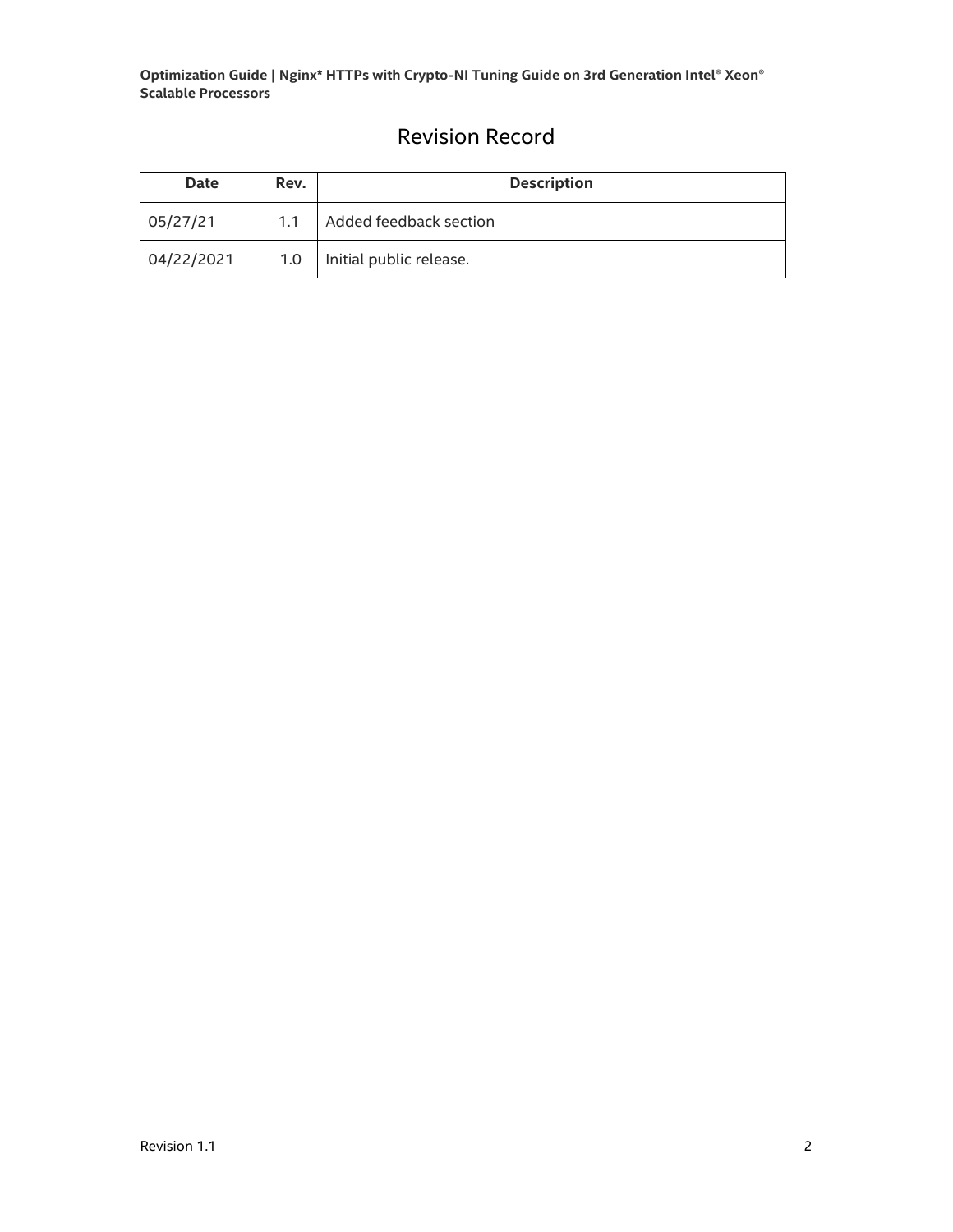# Revision Record

| Date | Rev. | Description |
|---|---|---|
| 05/27/21 | 1.1 | Added feedback section |
| 04/22/2021 | 1.0 | Initial public release. |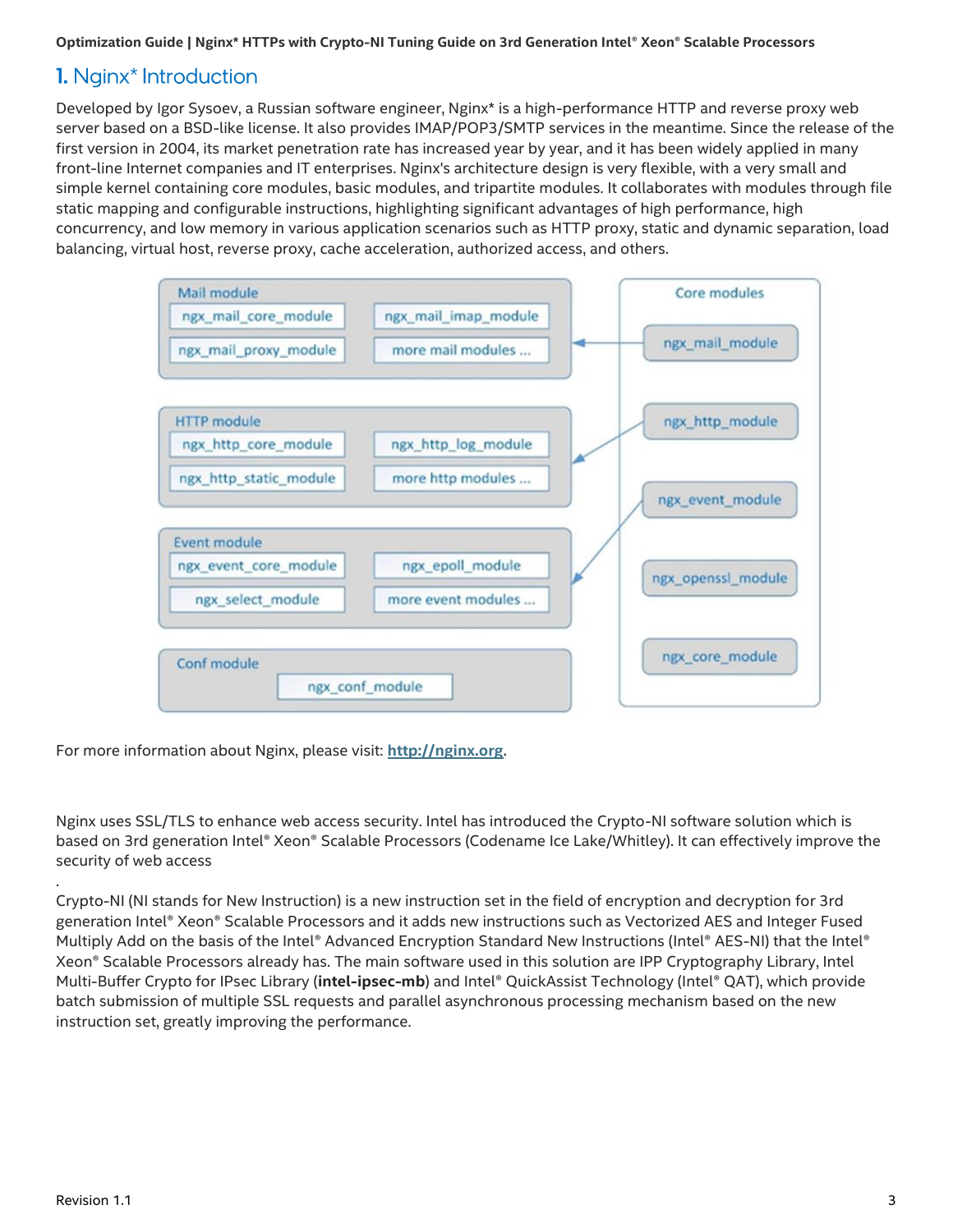## 1. Nginx* Introduction

Developed by Igor Sysoev, a Russian software engineer, Nginx* is a high-performance HTTP and reverse proxy web server based on a BSD-like license. It also provides IMAP/POP3/SMTP services in the meantime. Since the release of the first version in 2004, its market penetration rate has increased year by year, and it has been widely applied in many front-line Internet companies and IT enterprises. Nginx's architecture design is very flexible, with a very small and simple kernel containing core modules, basic modules, and tripartite modules. It collaborates with modules through file static mapping and configurable instructions, highlighting significant advantages of high performance, high concurrency, and low memory in various application scenarios such as HTTP proxy, static and dynamic separation, load balancing, virtual host, reverse proxy, cache acceleration, authorized access, and others.

Mail module
ngx_mail_core_module
ngx_mail_imap_module
ngx_mail_proxy_module
more mail modules ...

HTTP module
ngx_http_core_module
ngx_http_log_module
ngx_http_static_module
more http modules ...

Event module
ngx_event_core_module
ngx_epoll_module
ngx_select_module
more event modules ...

Conf module
ngx_conf_module

Core modules
ngx_mail_module
ngx_http_module
ngx_event_module
ngx_openssl_module
ngx_core_module

For more information about Nginx, please visit: **http://nginx.org**.

Nginx uses SSL/TLS to enhance web access security. Intel has introduced the Crypto-NI software solution which is based on 3rd generation Intel® Xeon® Scalable Processors (Codename Ice Lake/Whitley). It can effectively improve the security of web access

.

Crypto-NI (NI stands for New Instruction) is a new instruction set in the field of encryption and decryption for 3rd generation Intel® Xeon® Scalable Processors and it adds new instructions such as Vectorized AES and Integer Fused Multiply Add on the basis of the Intel® Advanced Encryption Standard New Instructions (Intel® AES-NI) that the Intel® Xeon® Scalable Processors already has. The main software used in this solution are IPP Cryptography Library, Intel Multi-Buffer Crypto for IPsec Library (**intel-ipsec-mb**) and Intel® QuickAssist Technology (Intel® QAT), which provide batch submission of multiple SSL requests and parallel asynchronous processing mechanism based on the new instruction set, greatly improving the performance.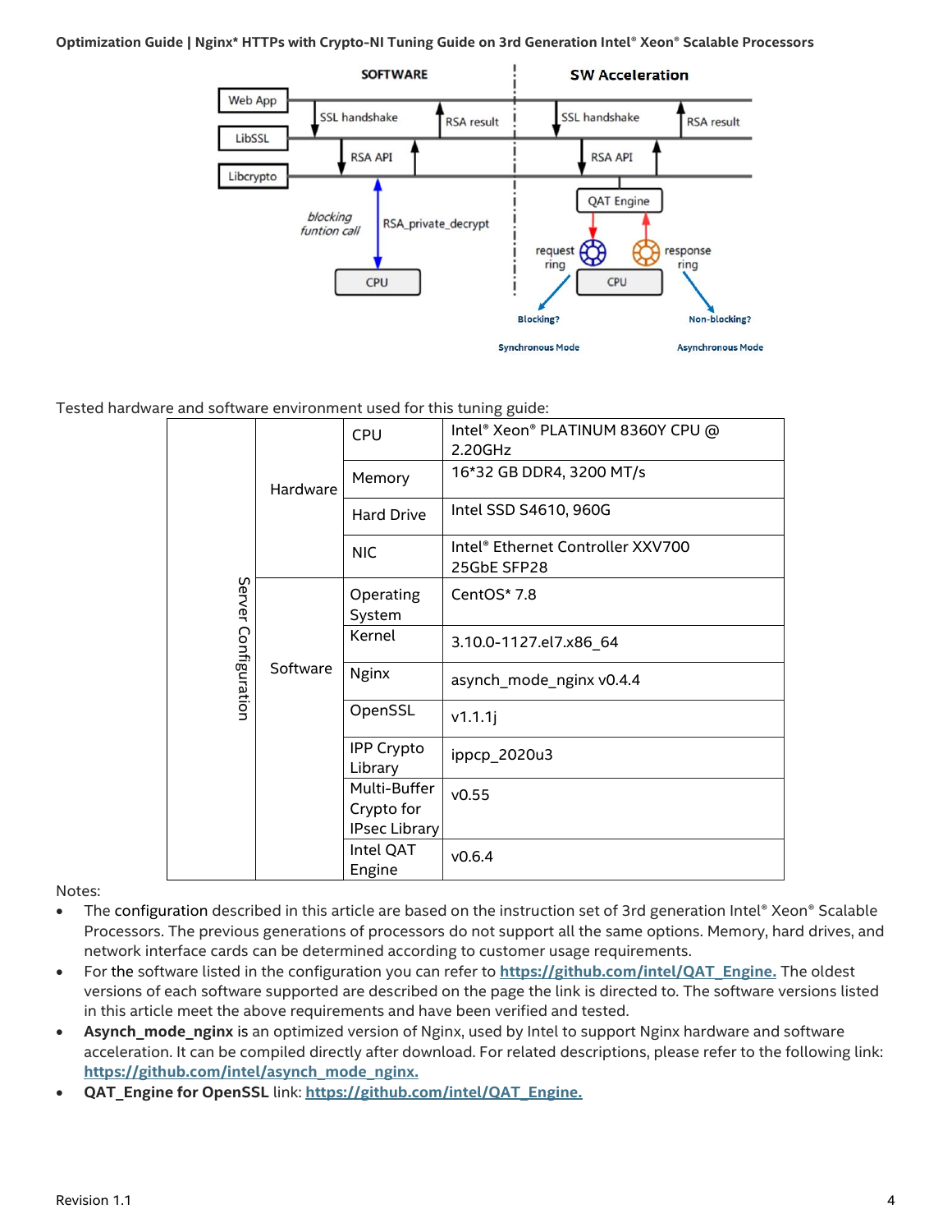SOFTWARE

SW Acceleration

Web App

LibSSL

Libcrypto

SSL handshake

RSA result

RSA API

blocking funtion call

RSA_private_decrypt

CPU

SSL handshake

RSA result

RSA API

QAT Engine

request ring

response ring

CPU

Blocking?

Non-blocking?

Synchronous Mode

Asynchronous Mode

Tested hardware and software environment used for this tuning guide:

| | | | |
|---|---|---|---|
| Server Configuration | Hardware | CPU | Intel® Xeon® PLATINUM 8360Y CPU @ 2.20GHz |
| | | Memory | 16*32 GB DDR4, 3200 MT/s |
| | | Hard Drive | Intel SSD S4610, 960G |
| | | NIC | Intel® Ethernet Controller XXV700 25GbE SFP28 |
| | Software | Operating System | CentOS* 7.8 |
| | | Kernel | 3.10.0-1127.el7.x86_64 |
| | | Nginx | asynch_mode_nginx v0.4.4 |
| | | OpenSSL | v1.1.1j |
| | | IPP Crypto Library | ippcp_2020u3 |
| | | Multi-Buffer Crypto for IPsec Library | v0.55 |
| | | Intel QAT Engine | v0.6.4 |

Notes:

- The configuration described in this article are based on the instruction set of 3rd generation Intel® Xeon® Scalable Processors. The previous generations of processors do not support all the same options. Memory, hard drives, and network interface cards can be determined according to customer usage requirements.
- For the software listed in the configuration you can refer to **https://github.com/intel/QAT_Engine.** The oldest versions of each software supported are described on the page the link is directed to. The software versions listed in this article meet the above requirements and have been verified and tested.
- **Asynch_mode_nginx** is an optimized version of Nginx, used by Intel to support Nginx hardware and software acceleration. It can be compiled directly after download. For related descriptions, please refer to the following link: **https://github.com/intel/asynch_mode_nginx.**
- **QAT_Engine for OpenSSL** link: **https://github.com/intel/QAT_Engine.**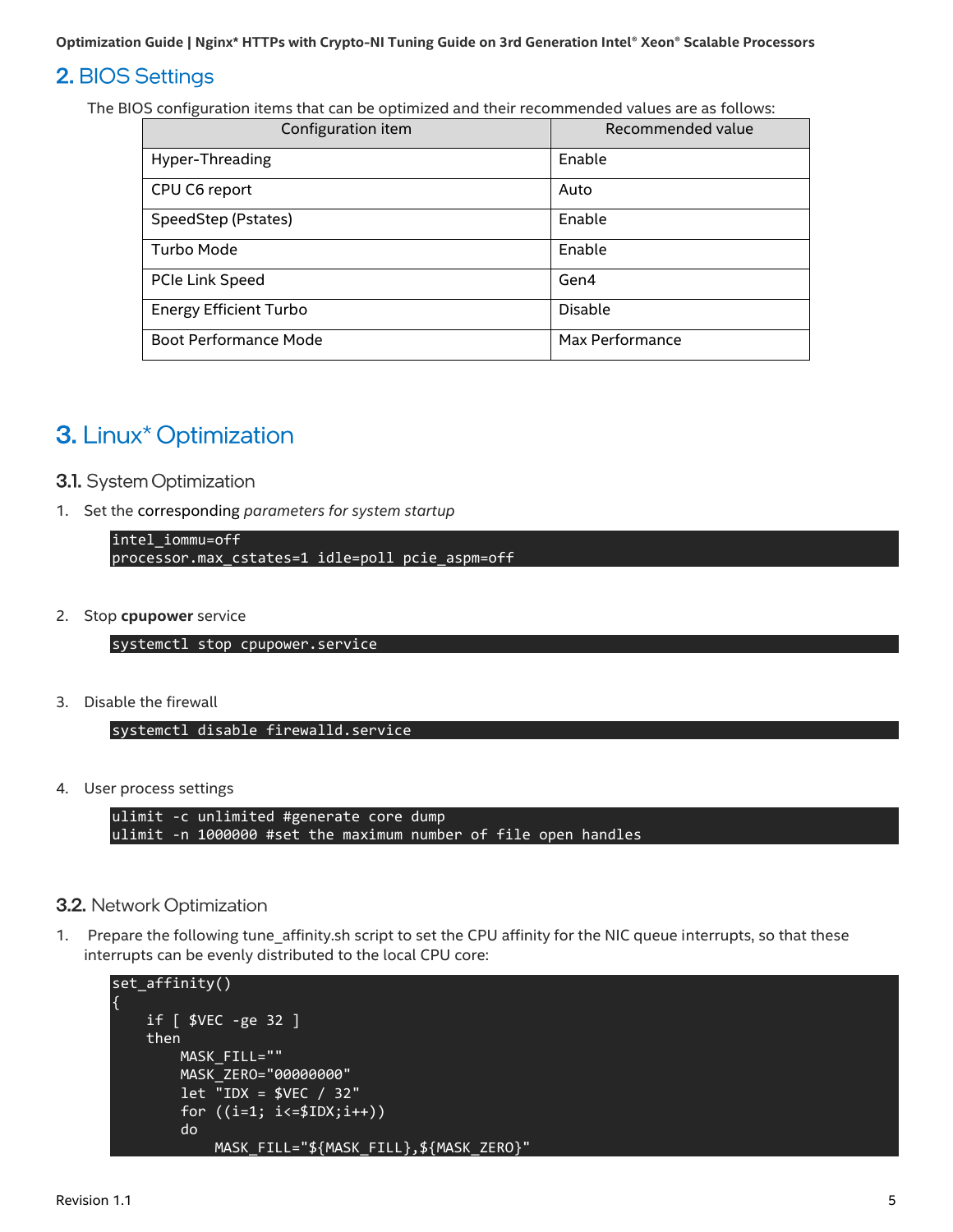## 2. BIOS Settings

The BIOS configuration items that can be optimized and their recommended values are as follows:

| Configuration item | Recommended value |
|---|---|
| Hyper-Threading | Enable |
| CPU C6 report | Auto |
| SpeedStep (Pstates) | Enable |
| Turbo Mode | Enable |
| PCIe Link Speed | Gen4 |
| Energy Efficient Turbo | Disable |
| Boot Performance Mode | Max Performance |

## 3. Linux* Optimization

### 3.1. System Optimization

1. Set the corresponding *parameters for system startup*

```
intel_iommu=off
processor.max_cstates=1 idle=poll pcie_aspm=off
```

2. Stop **cpupower** service

```
systemctl stop cpupower.service
```

3. Disable the firewall

```
systemctl disable firewalld.service
```

4. User process settings

```
ulimit -c unlimited #generate core dump
ulimit -n 1000000 #set the maximum number of file open handles
```

### 3.2. Network Optimization

1. Prepare the following tune_affinity.sh script to set the CPU affinity for the NIC queue interrupts, so that these interrupts can be evenly distributed to the local CPU core:

```
set_affinity()
{
    if [ $VEC -ge 32 ]
    then
        MASK_FILL=""
        MASK_ZERO="00000000"
        let "IDX = $VEC / 32"
        for ((i=1; i<=$IDX;i++))
        do
            MASK_FILL="${MASK_FILL},${MASK_ZERO}"
```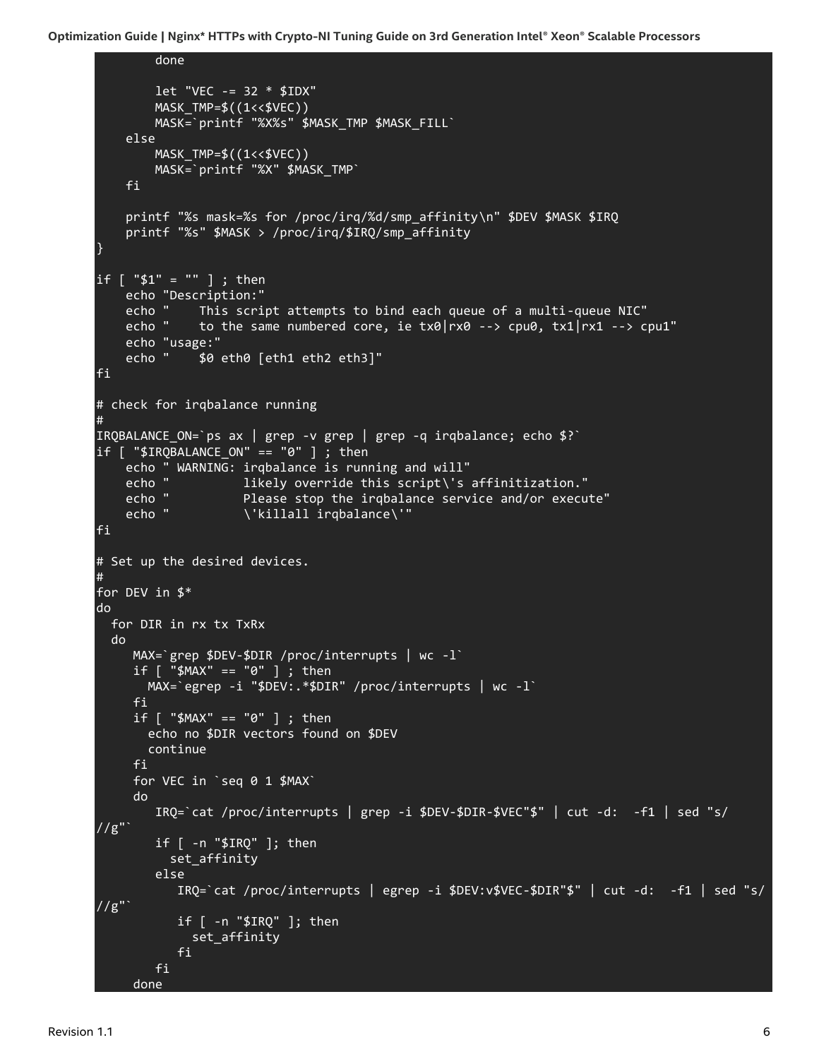```
        done

        let "VEC -= 32 * $IDX"
        MASK_TMP=$((1<<$VEC))
        MASK=`printf "%X%s" $MASK_TMP $MASK_FILL`
    else
        MASK_TMP=$((1<<$VEC))
        MASK=`printf "%X" $MASK_TMP`
    fi

    printf "%s mask=%s for /proc/irq/%d/smp_affinity\n" $DEV $MASK $IRQ
    printf "%s" $MASK > /proc/irq/$IRQ/smp_affinity
}

if [ "$1" = "" ] ; then
    echo "Description:"
    echo "    This script attempts to bind each queue of a multi-queue NIC"
    echo "    to the same numbered core, ie tx0|rx0 --> cpu0, tx1|rx1 --> cpu1"
    echo "usage:"
    echo "    $0 eth0 [eth1 eth2 eth3]"
fi

# check for irqbalance running
#
IRQBALANCE_ON=`ps ax | grep -v grep | grep -q irqbalance; echo $?`
if [ "$IRQBALANCE_ON" == "0" ] ; then
    echo " WARNING: irqbalance is running and will"
    echo "          likely override this script\'s affinitization."
    echo "          Please stop the irqbalance service and/or execute"
    echo "          \'killall irqbalance\'"
fi

# Set up the desired devices.
#
for DEV in $*
do
  for DIR in rx tx TxRx
  do
     MAX=`grep $DEV-$DIR /proc/interrupts | wc -l`
     if [ "$MAX" == "0" ] ; then
       MAX=`egrep -i "$DEV:.*$DIR" /proc/interrupts | wc -l`
     fi
     if [ "$MAX" == "0" ] ; then
       echo no $DIR vectors found on $DEV
       continue
     fi
     for VEC in `seq 0 1 $MAX`
     do
        IRQ=`cat /proc/interrupts | grep -i $DEV-$DIR-$VEC"$" | cut -d:  -f1 | sed "s/
//g"`
        if [ -n "$IRQ" ]; then
          set_affinity
        else
           IRQ=`cat /proc/interrupts | egrep -i $DEV:v$VEC-$DIR"$" | cut -d:  -f1 | sed "s/
//g"`
           if [ -n "$IRQ" ]; then
             set_affinity
           fi
        fi
     done
```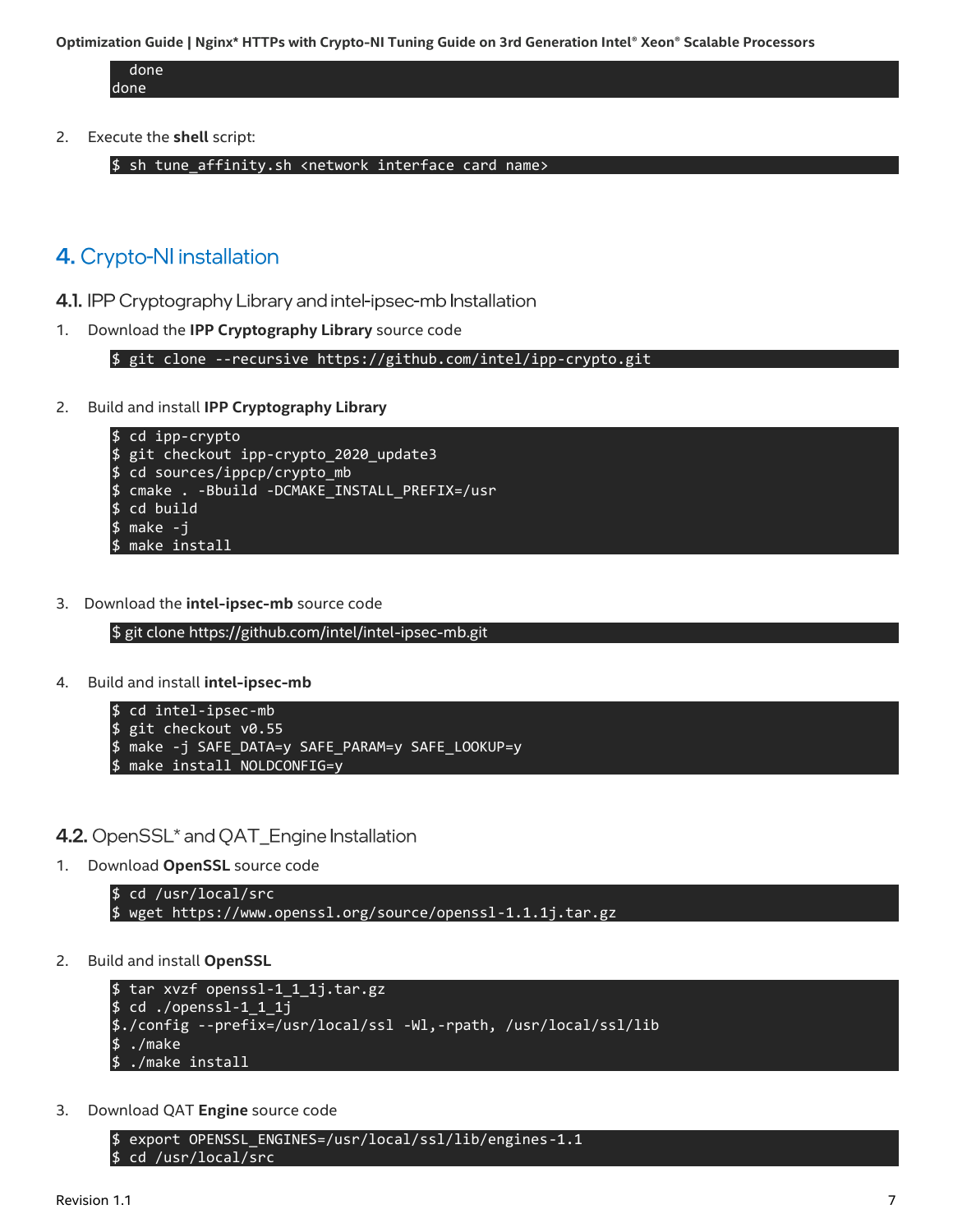```
  done
done
```

2. Execute the **shell** script:

```
$ sh tune_affinity.sh <network interface card name>
```

# 4. Crypto-NI installation

## 4.1. IPP Cryptography Library and intel-ipsec-mb Installation

1. Download the **IPP Cryptography Library** source code

```
$ git clone --recursive https://github.com/intel/ipp-crypto.git
```

2. Build and install **IPP Cryptography Library**

```
$ cd ipp-crypto
$ git checkout ipp-crypto_2020_update3
$ cd sources/ippcp/crypto_mb
$ cmake . -Bbuild -DCMAKE_INSTALL_PREFIX=/usr
$ cd build
$ make -j
$ make install
```

3. Download the **intel-ipsec-mb** source code

```
$ git clone https://github.com/intel/intel-ipsec-mb.git
```

4. Build and install **intel-ipsec-mb**

```
$ cd intel-ipsec-mb
$ git checkout v0.55
$ make -j SAFE_DATA=y SAFE_PARAM=y SAFE_LOOKUP=y
$ make install NOLDCONFIG=y
```

## 4.2. OpenSSL* and QAT_Engine Installation

1. Download **OpenSSL** source code

```
$ cd /usr/local/src
$ wget https://www.openssl.org/source/openssl-1.1.1j.tar.gz
```

2. Build and install **OpenSSL**

```
$ tar xvzf openssl-1_1_1j.tar.gz
$ cd ./openssl-1_1_1j
$./config --prefix=/usr/local/ssl -Wl,-rpath, /usr/local/ssl/lib
$ ./make
$ ./make install
```

3. Download QAT **Engine** source code

```
$ export OPENSSL_ENGINES=/usr/local/ssl/lib/engines-1.1
$ cd /usr/local/src
```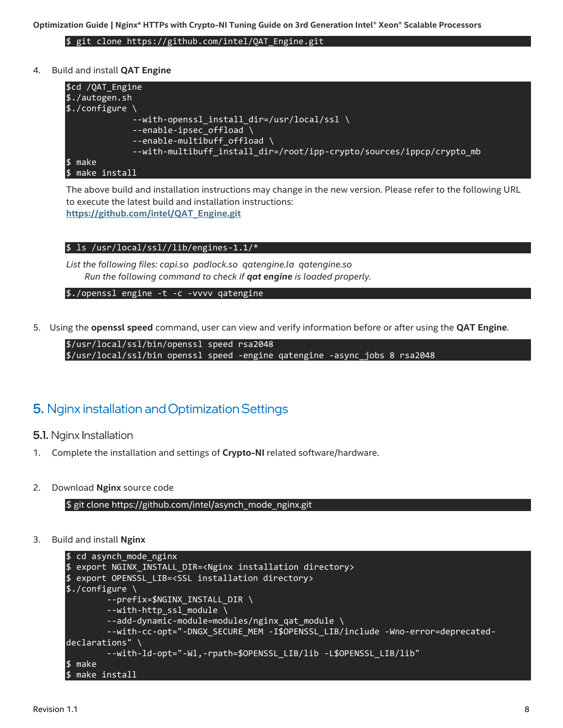```
$ git clone https://github.com/intel/QAT_Engine.git
```

4. Build and install **QAT Engine**

```
$cd /QAT_Engine
$./autogen.sh
$./configure \
            --with-openssl_install_dir=/usr/local/ssl \
            --enable-ipsec_offload \
            --enable-multibuff_offload \
            --with-multibuff_install_dir=/root/ipp-crypto/sources/ippcp/crypto_mb
$ make
$ make install
```

The above build and installation instructions may change in the new version. Please refer to the following URL to execute the latest build and installation instructions:
https://github.com/intel/QAT_Engine.git

```
$ ls /usr/local/ssl//lib/engines-1.1/*
```

*List the following files: capi.so padlock.so qatengine.la qatengine.so*
*Run the following command to check if **qat engine** is loaded properly.*

```
$./openssl engine -t -c -vvvv qatengine
```

5. Using the **openssl speed** command, user can view and verify information before or after using the **QAT Engine**.

```
$/usr/local/ssl/bin/openssl speed rsa2048
$/usr/local/ssl/bin openssl speed -engine qatengine -async_jobs 8 rsa2048
```

# 5. Nginx installation and Optimization Settings

## 5.1. Nginx Installation

1. Complete the installation and settings of **Crypto-NI** related software/hardware.

2. Download **Nginx** source code

```
$ git clone https://github.com/intel/asynch_mode_nginx.git
```

3. Build and install **Nginx**

```
$ cd asynch_mode_nginx
$ export NGINX_INSTALL_DIR=<Nginx installation directory>
$ export OPENSSL_LIB=<SSL installation directory>
$./configure \
        --prefix=$NGINX_INSTALL_DIR \
        --with-http_ssl_module \
        --add-dynamic-module=modules/nginx_qat_module \
        --with-cc-opt="-DNGX_SECURE_MEM -I$OPENSSL_LIB/include -Wno-error=deprecated-
declarations" \
        --with-ld-opt="-Wl,-rpath=$OPENSSL_LIB/lib -L$OPENSSL_LIB/lib"
$ make
$ make install
```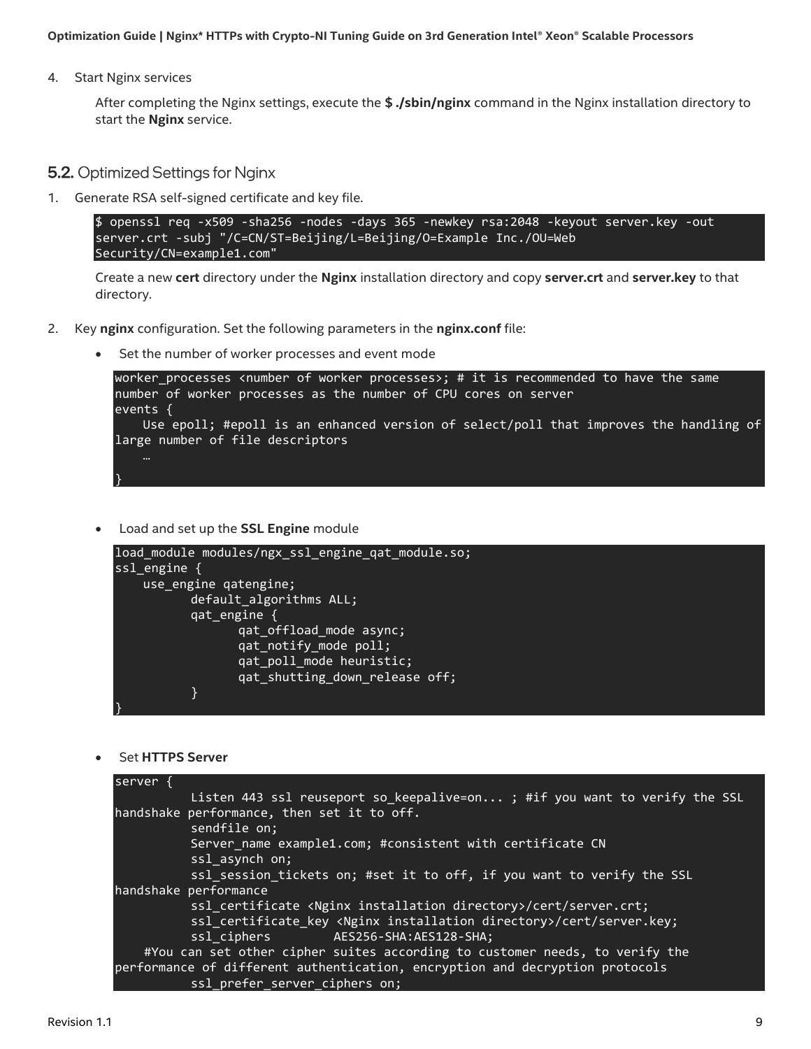4. Start Nginx services

   After completing the Nginx settings, execute the **$ ./sbin/nginx** command in the Nginx installation directory to start the **Nginx** service.

## 5.2. Optimized Settings for Nginx

1. Generate RSA self-signed certificate and key file.

```
$ openssl req -x509 -sha256 -nodes -days 365 -newkey rsa:2048 -keyout server.key -out server.crt -subj "/C=CN/ST=Beijing/L=Beijing/O=Example Inc./OU=Web Security/CN=example1.com"
```

   Create a new **cert** directory under the **Nginx** installation directory and copy **server.crt** and **server.key** to that directory.

2. Key **nginx** configuration. Set the following parameters in the **nginx.conf** file:

   - Set the number of worker processes and event mode

```
worker_processes <number of worker processes>; # it is recommended to have the same number of worker processes as the number of CPU cores on server
events {
    Use epoll; #epoll is an enhanced version of select/poll that improves the handling of large number of file descriptors
    …
}
```

   - Load and set up the **SSL Engine** module

```
load_module modules/ngx_ssl_engine_qat_module.so;
ssl_engine {
    use_engine qatengine;
          default_algorithms ALL;
          qat_engine {
                 qat_offload_mode async;
                 qat_notify_mode poll;
                 qat_poll_mode heuristic;
                 qat_shutting_down_release off;
          }
}
```

   - Set **HTTPS Server**

```
server {
          Listen 443 ssl reuseport so_keepalive=on... ; #if you want to verify the SSL handshake performance, then set it to off.
          sendfile on;
          Server_name example1.com; #consistent with certificate CN
          ssl_asynch on;
          ssl_session_tickets on; #set it to off, if you want to verify the SSL handshake performance
          ssl_certificate <Nginx installation directory>/cert/server.crt;
          ssl_certificate_key <Nginx installation directory>/cert/server.key;
          ssl_ciphers         AES256-SHA:AES128-SHA;
    #You can set other cipher suites according to customer needs, to verify the performance of different authentication, encryption and decryption protocols
          ssl_prefer_server_ciphers on;
```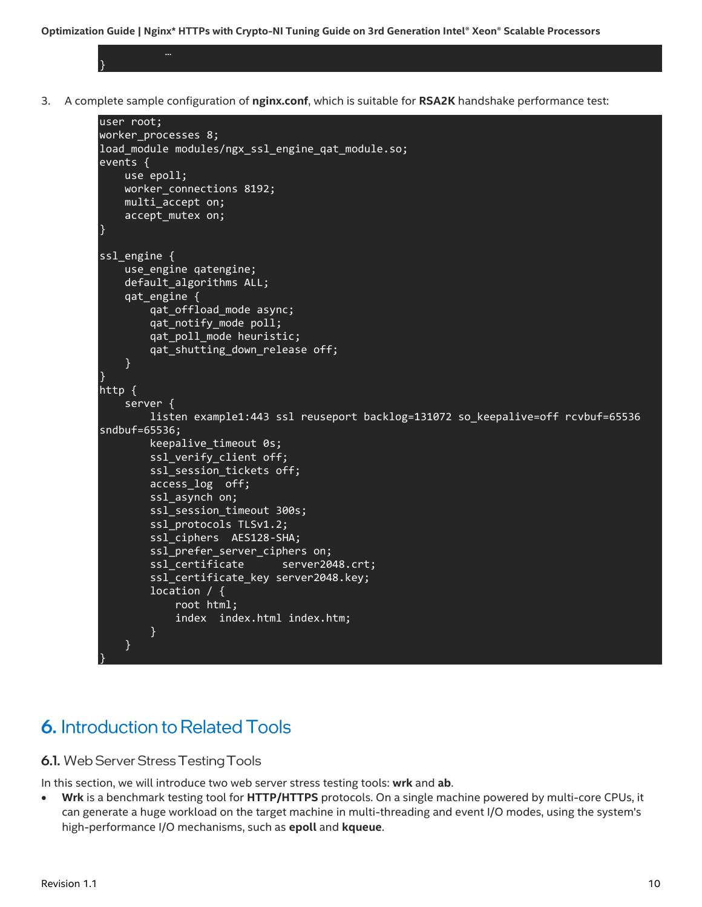```
        …
}
```

3. A complete sample configuration of **nginx.conf**, which is suitable for **RSA2K** handshake performance test:

```
user root;
worker_processes 8;
load_module modules/ngx_ssl_engine_qat_module.so;
events {
    use epoll;
    worker_connections 8192;
    multi_accept on;
    accept_mutex on;
}

ssl_engine {
    use_engine qatengine;
    default_algorithms ALL;
    qat_engine {
        qat_offload_mode async;
        qat_notify_mode poll;
        qat_poll_mode heuristic;
        qat_shutting_down_release off;
    }
}
http {
    server {
        listen example1:443 ssl reuseport backlog=131072 so_keepalive=off rcvbuf=65536
sndbuf=65536;
        keepalive_timeout 0s;
        ssl_verify_client off;
        ssl_session_tickets off;
        access_log  off;
        ssl_asynch on;
        ssl_session_timeout 300s;
        ssl_protocols TLSv1.2;
        ssl_ciphers  AES128-SHA;
        ssl_prefer_server_ciphers on;
        ssl_certificate      server2048.crt;
        ssl_certificate_key server2048.key;
        location / {
            root html;
            index  index.html index.htm;
        }
    }
}
```

# 6. Introduction to Related Tools

## 6.1. Web Server Stress Testing Tools

In this section, we will introduce two web server stress testing tools: **wrk** and **ab**.

- **Wrk** is a benchmark testing tool for **HTTP/HTTPS** protocols. On a single machine powered by multi-core CPUs, it can generate a huge workload on the target machine in multi-threading and event I/O modes, using the system's high-performance I/O mechanisms, such as **epoll** and **kqueue**.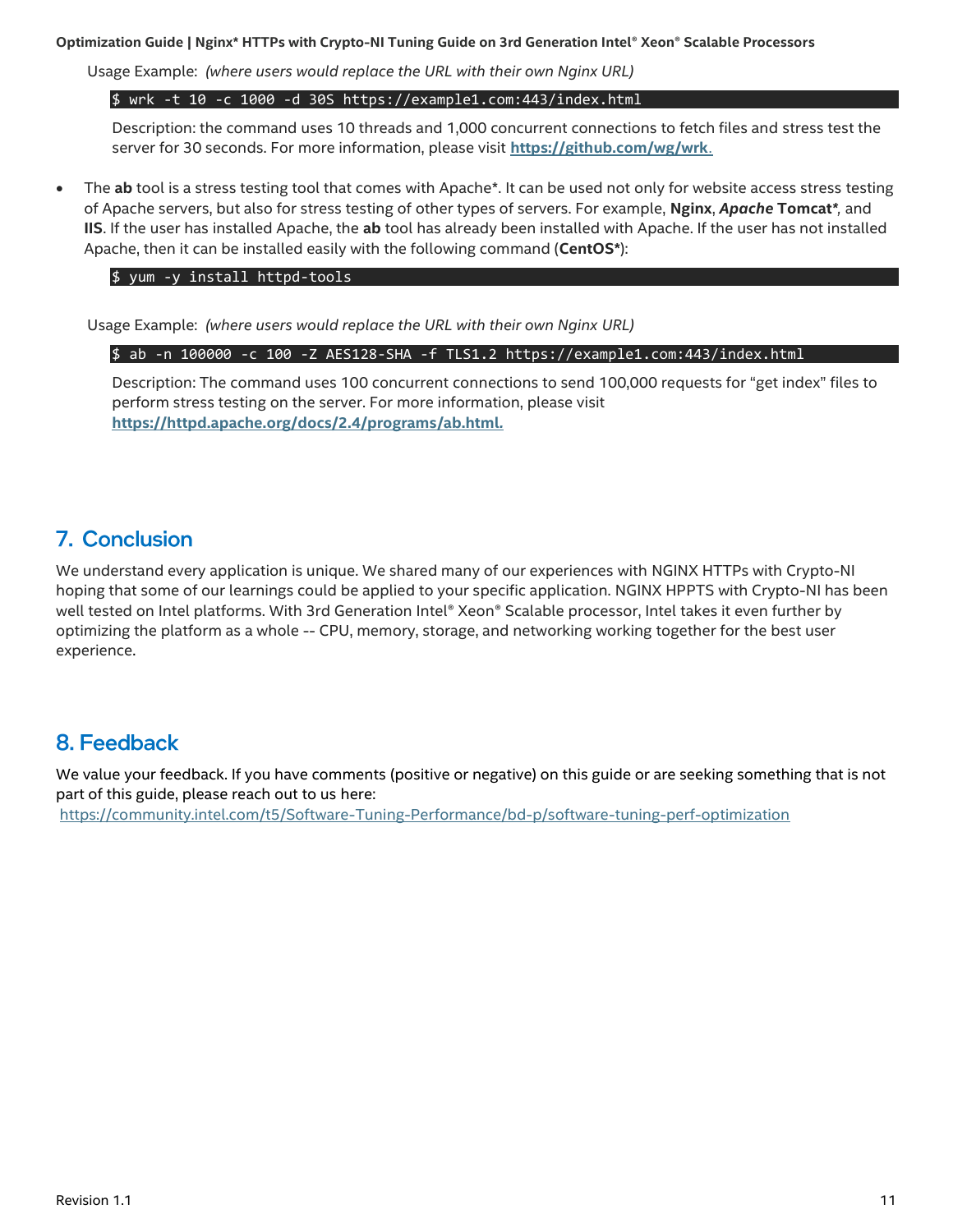Usage Example: *(where users would replace the URL with their own Nginx URL)*

```
$ wrk -t 10 -c 1000 -d 30S https://example1.com:443/index.html
```

Description: the command uses 10 threads and 1,000 concurrent connections to fetch files and stress test the server for 30 seconds. For more information, please visit **https://github.com/wg/wrk**.

- The **ab** tool is a stress testing tool that comes with Apache*. It can be used not only for website access stress testing of Apache servers, but also for stress testing of other types of servers. For example, **Nginx**, ***Apache*** **Tomcat***, and **IIS**. If the user has installed Apache, the **ab** tool has already been installed with Apache. If the user has not installed Apache, then it can be installed easily with the following command (**CentOS***):

```
$ yum -y install httpd-tools
```

Usage Example: *(where users would replace the URL with their own Nginx URL)*

```
$ ab -n 100000 -c 100 -Z AES128-SHA -f TLS1.2 https://example1.com:443/index.html
```

Description: The command uses 100 concurrent connections to send 100,000 requests for "get index" files to perform stress testing on the server. For more information, please visit **https://httpd.apache.org/docs/2.4/programs/ab.html.**

## 7. Conclusion

We understand every application is unique. We shared many of our experiences with NGINX HTTPs with Crypto-NI hoping that some of our learnings could be applied to your specific application. NGINX HPPTS with Crypto-NI has been well tested on Intel platforms. With 3rd Generation Intel® Xeon® Scalable processor, Intel takes it even further by optimizing the platform as a whole -- CPU, memory, storage, and networking working together for the best user experience.

## 8. Feedback

We value your feedback. If you have comments (positive or negative) on this guide or are seeking something that is not part of this guide, please reach out to us here:
https://community.intel.com/t5/Software-Tuning-Performance/bd-p/software-tuning-perf-optimization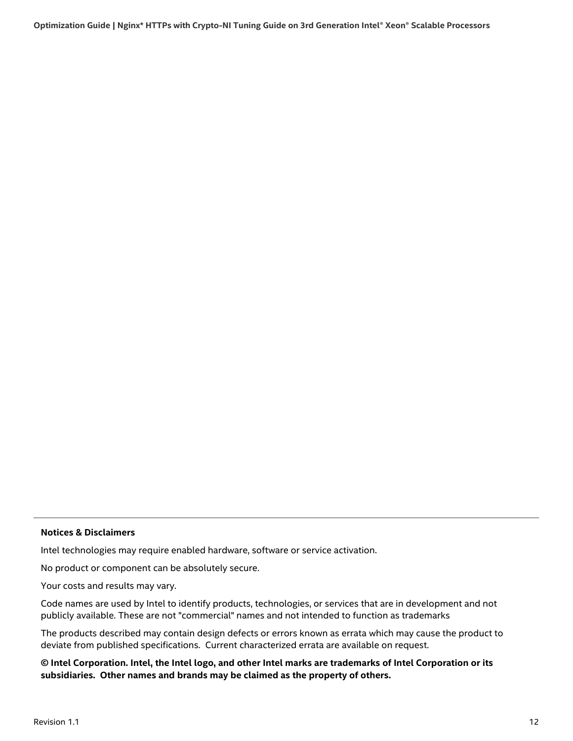**Notices & Disclaimers**

Intel technologies may require enabled hardware, software or service activation.

No product or component can be absolutely secure.

Your costs and results may vary.

Code names are used by Intel to identify products, technologies, or services that are in development and not publicly available. These are not "commercial" names and not intended to function as trademarks

The products described may contain design defects or errors known as errata which may cause the product to deviate from published specifications. Current characterized errata are available on request.

**© Intel Corporation. Intel, the Intel logo, and other Intel marks are trademarks of Intel Corporation or its subsidiaries. Other names and brands may be claimed as the property of others.**